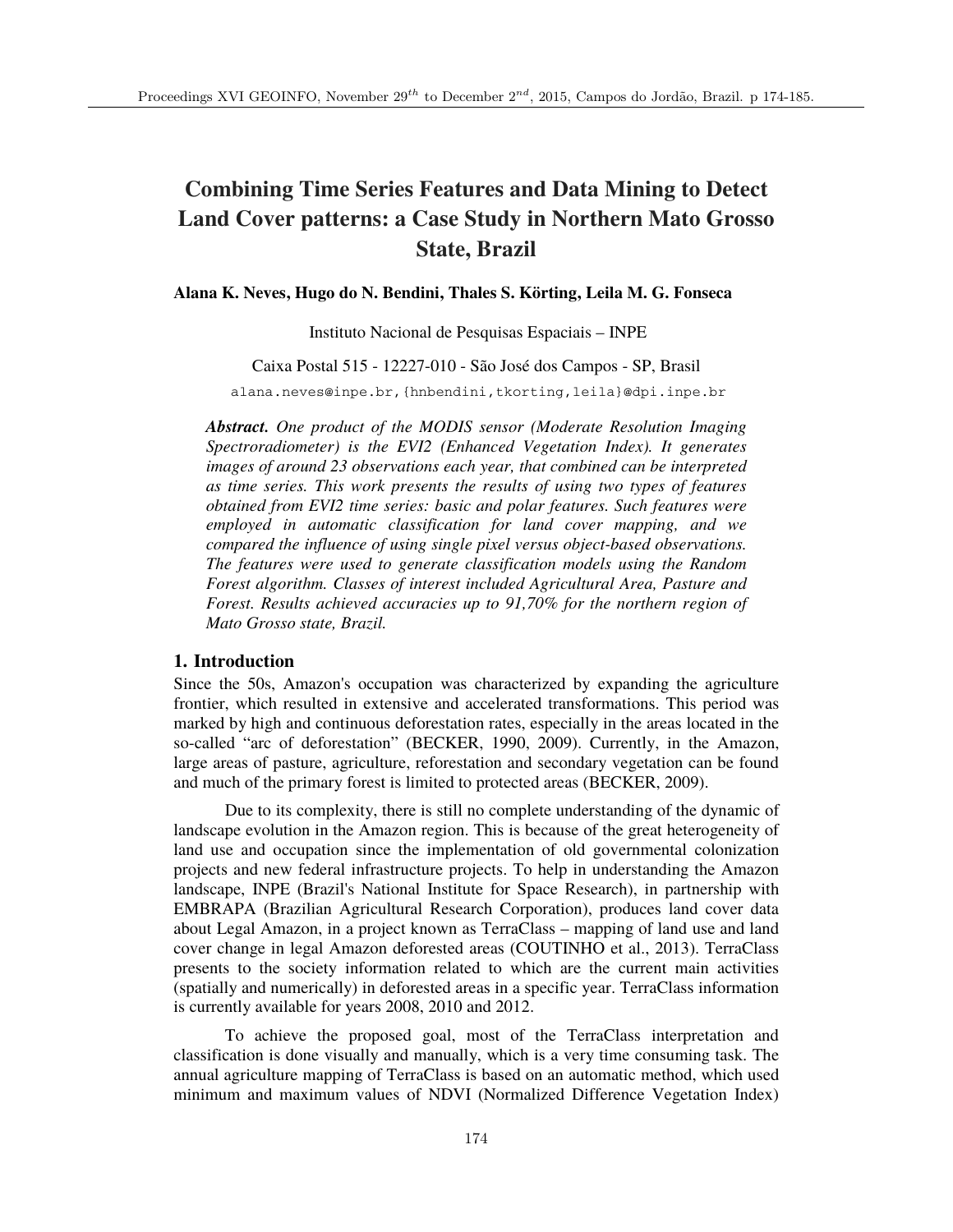# Combining Time Series Features and Data Mining to Detect Land Cover patterns: a Case Study in Northern Mato Grosso State, Brazil

**Alana K. Neves, Hugo do N. Bendini, Thales S. Körting, Leila M. G. Fonseca**

Instituto Nacional de Pesquisas Espaciais – INPE

Caixa Postal 515 - 12227-010 - São José dos Campos - SP, Brasil

alana.neves@inpe.br,{hnbendini,tkorting,leila}@dpi.inpe.br

***Abstract.*** *One product of the MODIS sensor (Moderate Resolution Imaging Spectroradiometer) is the EVI2 (Enhanced Vegetation Index). It generates images of around 23 observations each year, that combined can be interpreted as time series. This work presents the results of using two types of features obtained from EVI2 time series: basic and polar features. Such features were employed in automatic classification for land cover mapping, and we compared the influence of using single pixel versus object-based observations. The features were used to generate classification models using the Random Forest algorithm. Classes of interest included Agricultural Area, Pasture and Forest. Results achieved accuracies up to 91,70% for the northern region of Mato Grosso state, Brazil.*

## 1. Introduction

Since the 50s, Amazon's occupation was characterized by expanding the agriculture frontier, which resulted in extensive and accelerated transformations. This period was marked by high and continuous deforestation rates, especially in the areas located in the so-called "arc of deforestation" (BECKER, 1990, 2009). Currently, in the Amazon, large areas of pasture, agriculture, reforestation and secondary vegetation can be found and much of the primary forest is limited to protected areas (BECKER, 2009).

Due to its complexity, there is still no complete understanding of the dynamic of landscape evolution in the Amazon region. This is because of the great heterogeneity of land use and occupation since the implementation of old governmental colonization projects and new federal infrastructure projects. To help in understanding the Amazon landscape, INPE (Brazil's National Institute for Space Research), in partnership with EMBRAPA (Brazilian Agricultural Research Corporation), produces land cover data about Legal Amazon, in a project known as TerraClass – mapping of land use and land cover change in legal Amazon deforested areas (COUTINHO et al., 2013). TerraClass presents to the society information related to which are the current main activities (spatially and numerically) in deforested areas in a specific year. TerraClass information is currently available for years 2008, 2010 and 2012.

To achieve the proposed goal, most of the TerraClass interpretation and classification is done visually and manually, which is a very time consuming task. The annual agriculture mapping of TerraClass is based on an automatic method, which used minimum and maximum values of NDVI (Normalized Difference Vegetation Index)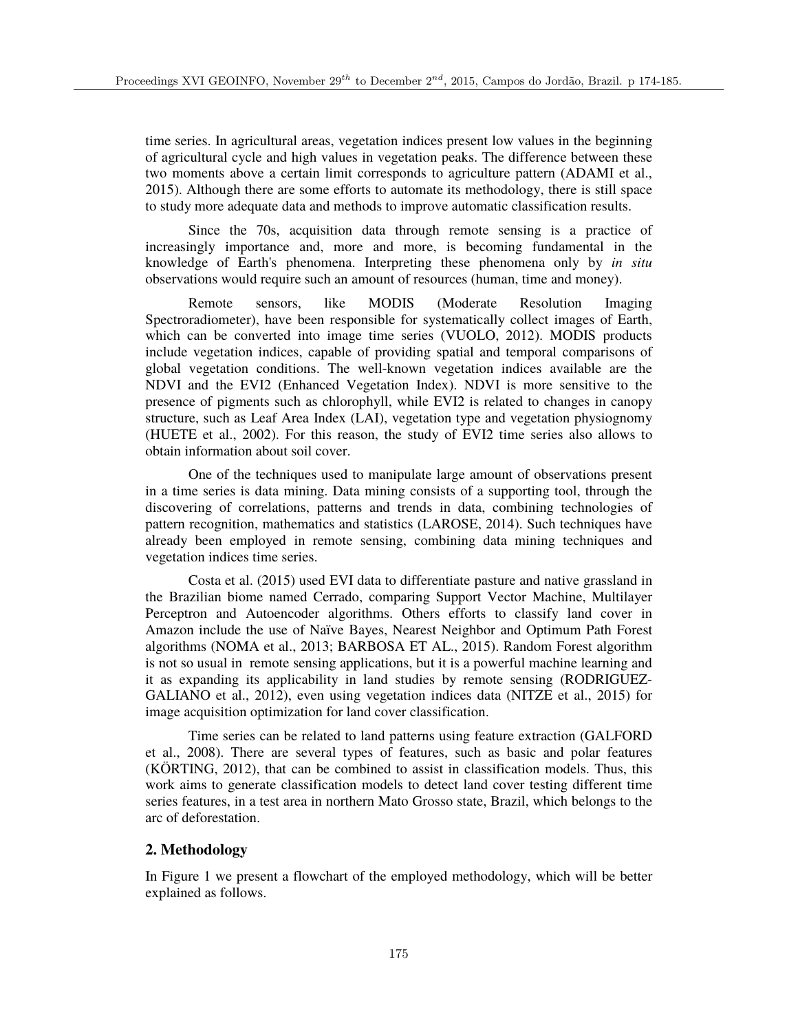time series. In agricultural areas, vegetation indices present low values in the beginning of agricultural cycle and high values in vegetation peaks. The difference between these two moments above a certain limit corresponds to agriculture pattern (ADAMI et al., 2015). Although there are some efforts to automate its methodology, there is still space to study more adequate data and methods to improve automatic classification results.

Since the 70s, acquisition data through remote sensing is a practice of increasingly importance and, more and more, is becoming fundamental in the knowledge of Earth's phenomena. Interpreting these phenomena only by *in situ* observations would require such an amount of resources (human, time and money).

Remote sensors, like MODIS (Moderate Resolution Imaging Spectroradiometer), have been responsible for systematically collect images of Earth, which can be converted into image time series (VUOLO, 2012). MODIS products include vegetation indices, capable of providing spatial and temporal comparisons of global vegetation conditions. The well-known vegetation indices available are the NDVI and the EVI2 (Enhanced Vegetation Index). NDVI is more sensitive to the presence of pigments such as chlorophyll, while EVI2 is related to changes in canopy structure, such as Leaf Area Index (LAI), vegetation type and vegetation physiognomy (HUETE et al., 2002). For this reason, the study of EVI2 time series also allows to obtain information about soil cover.

One of the techniques used to manipulate large amount of observations present in a time series is data mining. Data mining consists of a supporting tool, through the discovering of correlations, patterns and trends in data, combining technologies of pattern recognition, mathematics and statistics (LAROSE, 2014). Such techniques have already been employed in remote sensing, combining data mining techniques and vegetation indices time series.

Costa et al. (2015) used EVI data to differentiate pasture and native grassland in the Brazilian biome named Cerrado, comparing Support Vector Machine, Multilayer Perceptron and Autoencoder algorithms. Others efforts to classify land cover in Amazon include the use of Naïve Bayes, Nearest Neighbor and Optimum Path Forest algorithms (NOMA et al., 2013; BARBOSA ET AL., 2015). Random Forest algorithm is not so usual in remote sensing applications, but it is a powerful machine learning and it as expanding its applicability in land studies by remote sensing (RODRIGUEZ-GALIANO et al., 2012), even using vegetation indices data (NITZE et al., 2015) for image acquisition optimization for land cover classification.

Time series can be related to land patterns using feature extraction (GALFORD et al., 2008). There are several types of features, such as basic and polar features (KÖRTING, 2012), that can be combined to assist in classification models. Thus, this work aims to generate classification models to detect land cover testing different time series features, in a test area in northern Mato Grosso state, Brazil, which belongs to the arc of deforestation.

## 2. Methodology

In Figure 1 we present a flowchart of the employed methodology, which will be better explained as follows.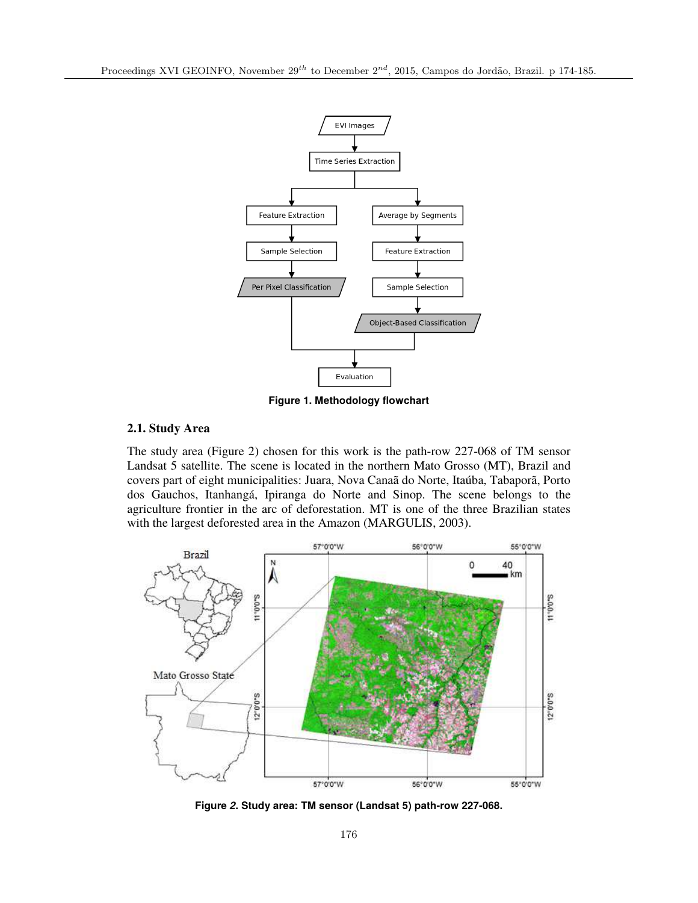Figure 1. Methodology flowchart

## 2.1. Study Area

The study area (Figure 2) chosen for this work is the path-row 227-068 of TM sensor Landsat 5 satellite. The scene is located in the northern Mato Grosso (MT), Brazil and covers part of eight municipalities: Juara, Nova Canaã do Norte, Itaúba, Tabaporã, Porto dos Gauchos, Itanhangá, Ipiranga do Norte and Sinop. The scene belongs to the agriculture frontier in the arc of deforestation. MT is one of the three Brazilian states with the largest deforested area in the Amazon (MARGULIS, 2003).

Figure 2. Study area: TM sensor (Landsat 5) path-row 227-068.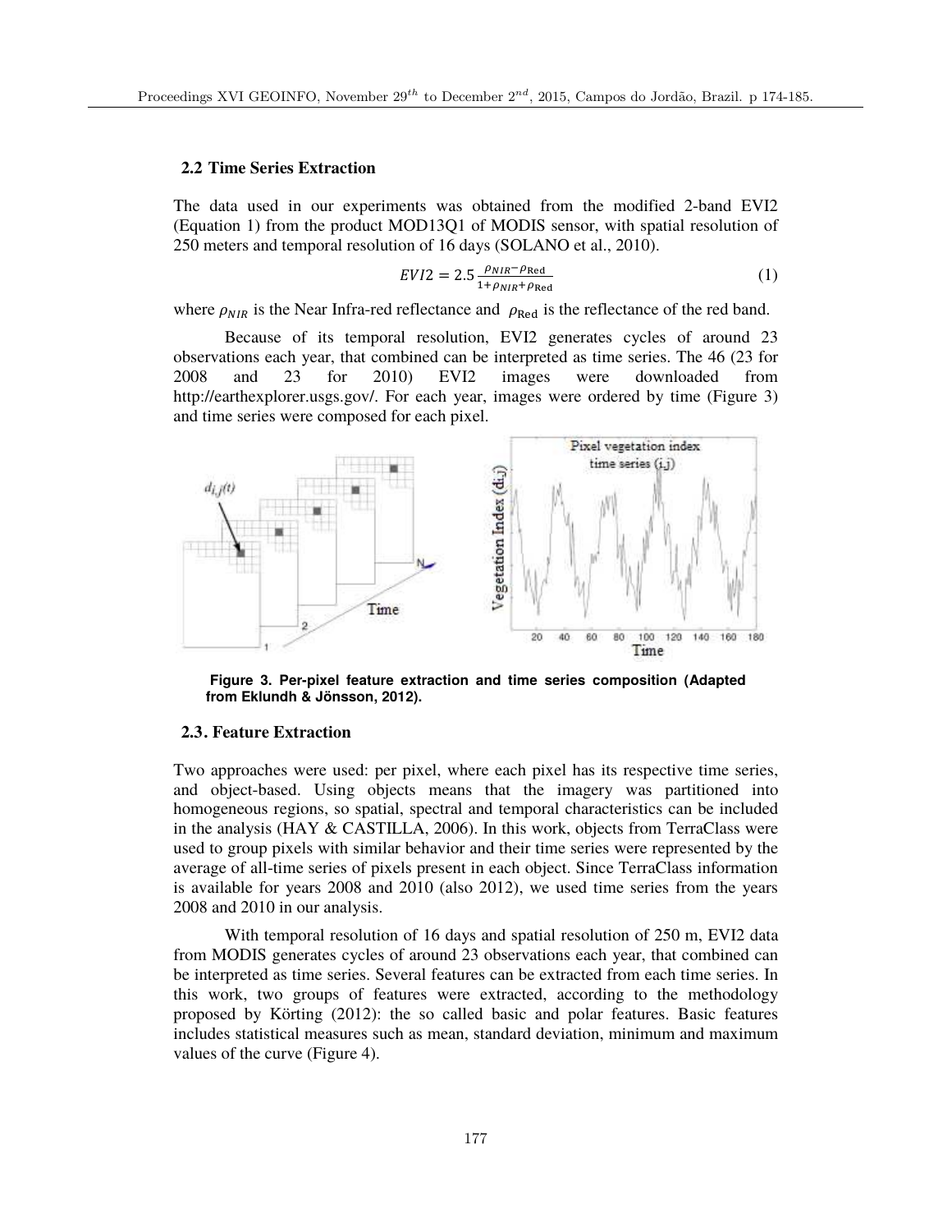### 2.2 Time Series Extraction

The data used in our experiments was obtained from the modified 2-band EVI2 (Equation 1) from the product MOD13Q1 of MODIS sensor, with spatial resolution of 250 meters and temporal resolution of 16 days (SOLANO et al., 2010).

$$EVI2 = 2.5\frac{\rho_{NIR} - \rho_{\text{Red}}}{1 + \rho_{NIR} + \rho_{\text{Red}}} \tag{1}$$

where $\rho_{NIR}$ is the Near Infra-red reflectance and $\rho_{\text{Red}}$ is the reflectance of the red band.

Because of its temporal resolution, EVI2 generates cycles of around 23 observations each year, that combined can be interpreted as time series. The 46 (23 for 2008 and 23 for 2010) EVI2 images were downloaded from http://earthexplorer.usgs.gov/. For each year, images were ordered by time (Figure 3) and time series were composed for each pixel.

**Figure 3. Per-pixel feature extraction and time series composition (Adapted from Eklundh & Jönsson, 2012).**

### 2.3. Feature Extraction

Two approaches were used: per pixel, where each pixel has its respective time series, and object-based. Using objects means that the imagery was partitioned into homogeneous regions, so spatial, spectral and temporal characteristics can be included in the analysis (HAY & CASTILLA, 2006). In this work, objects from TerraClass were used to group pixels with similar behavior and their time series were represented by the average of all-time series of pixels present in each object. Since TerraClass information is available for years 2008 and 2010 (also 2012), we used time series from the years 2008 and 2010 in our analysis.

With temporal resolution of 16 days and spatial resolution of 250 m, EVI2 data from MODIS generates cycles of around 23 observations each year, that combined can be interpreted as time series. Several features can be extracted from each time series. In this work, two groups of features were extracted, according to the methodology proposed by Körting (2012): the so called basic and polar features. Basic features includes statistical measures such as mean, standard deviation, minimum and maximum values of the curve (Figure 4).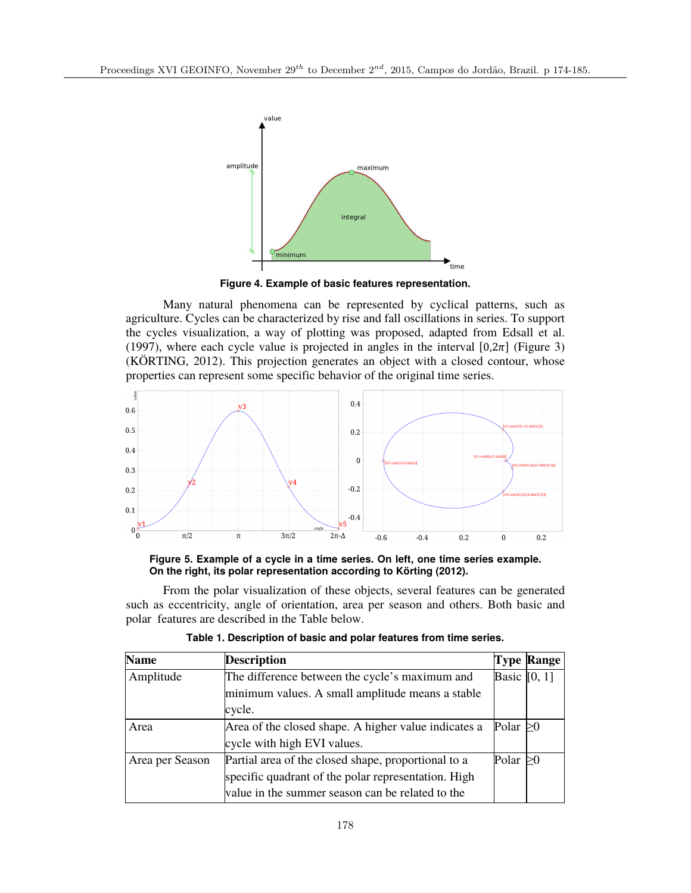Figure 4. Example of basic features representation.

Many natural phenomena can be represented by cyclical patterns, such as agriculture. Cycles can be characterized by rise and fall oscillations in series. To support the cycles visualization, a way of plotting was proposed, adapted from Edsall et al. (1997), where each cycle value is projected in angles in the interval $[0,2\pi]$ (Figure 3) (KÖRTING, 2012). This projection generates an object with a closed contour, whose properties can represent some specific behavior of the original time series.

Figure 5. Example of a cycle in a time series. On left, one time series example. On the right, its polar representation according to Körting (2012).

From the polar visualization of these objects, several features can be generated such as eccentricity, angle of orientation, area per season and others. Both basic and polar features are described in the Table below.

**Table 1. Description of basic and polar features from time series.**

| Name | Description | Type | Range |
|---|---|---|---|
| Amplitude | The difference between the cycle's maximum and minimum values. A small amplitude means a stable cycle. | Basic | [0, 1] |
| Area | Area of the closed shape. A higher value indicates a cycle with high EVI values. | Polar | ≥0 |
| Area per Season | Partial area of the closed shape, proportional to a specific quadrant of the polar representation. High value in the summer season can be related to the | Polar | ≥0 |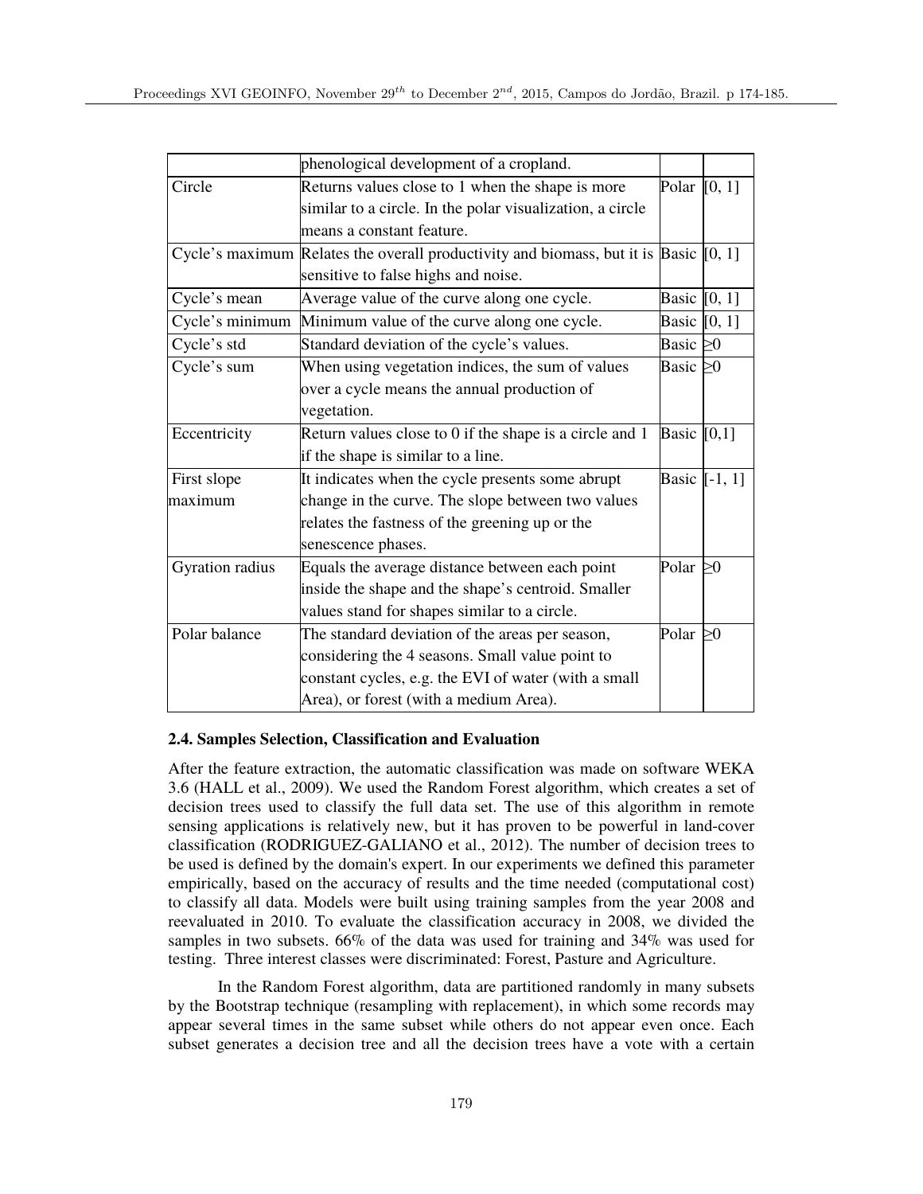| | phenological development of a cropland. | | |
|---|---|---|---|
| Circle | Returns values close to 1 when the shape is more similar to a circle. In the polar visualization, a circle means a constant feature. | Polar | [0, 1] |
| Cycle's maximum | Relates the overall productivity and biomass, but it is sensitive to false highs and noise. | Basic | [0, 1] |
| Cycle's mean | Average value of the curve along one cycle. | Basic | [0, 1] |
| Cycle's minimum | Minimum value of the curve along one cycle. | Basic | [0, 1] |
| Cycle's std | Standard deviation of the cycle's values. | Basic | ≥0 |
| Cycle's sum | When using vegetation indices, the sum of values over a cycle means the annual production of vegetation. | Basic | ≥0 |
| Eccentricity | Return values close to 0 if the shape is a circle and 1 if the shape is similar to a line. | Basic | [0,1] |
| First slope maximum | It indicates when the cycle presents some abrupt change in the curve. The slope between two values relates the fastness of the greening up or the senescence phases. | Basic | [-1, 1] |
| Gyration radius | Equals the average distance between each point inside the shape and the shape's centroid. Smaller values stand for shapes similar to a circle. | Polar | ≥0 |
| Polar balance | The standard deviation of the areas per season, considering the 4 seasons. Small value point to constant cycles, e.g. the EVI of water (with a small Area), or forest (with a medium Area). | Polar | ≥0 |

### 2.4. Samples Selection, Classification and Evaluation

After the feature extraction, the automatic classification was made on software WEKA 3.6 (HALL et al., 2009). We used the Random Forest algorithm, which creates a set of decision trees used to classify the full data set. The use of this algorithm in remote sensing applications is relatively new, but it has proven to be powerful in land-cover classification (RODRIGUEZ-GALIANO et al., 2012). The number of decision trees to be used is defined by the domain's expert. In our experiments we defined this parameter empirically, based on the accuracy of results and the time needed (computational cost) to classify all data. Models were built using training samples from the year 2008 and reevaluated in 2010. To evaluate the classification accuracy in 2008, we divided the samples in two subsets. 66% of the data was used for training and 34% was used for testing. Three interest classes were discriminated: Forest, Pasture and Agriculture.

In the Random Forest algorithm, data are partitioned randomly in many subsets by the Bootstrap technique (resampling with replacement), in which some records may appear several times in the same subset while others do not appear even once. Each subset generates a decision tree and all the decision trees have a vote with a certain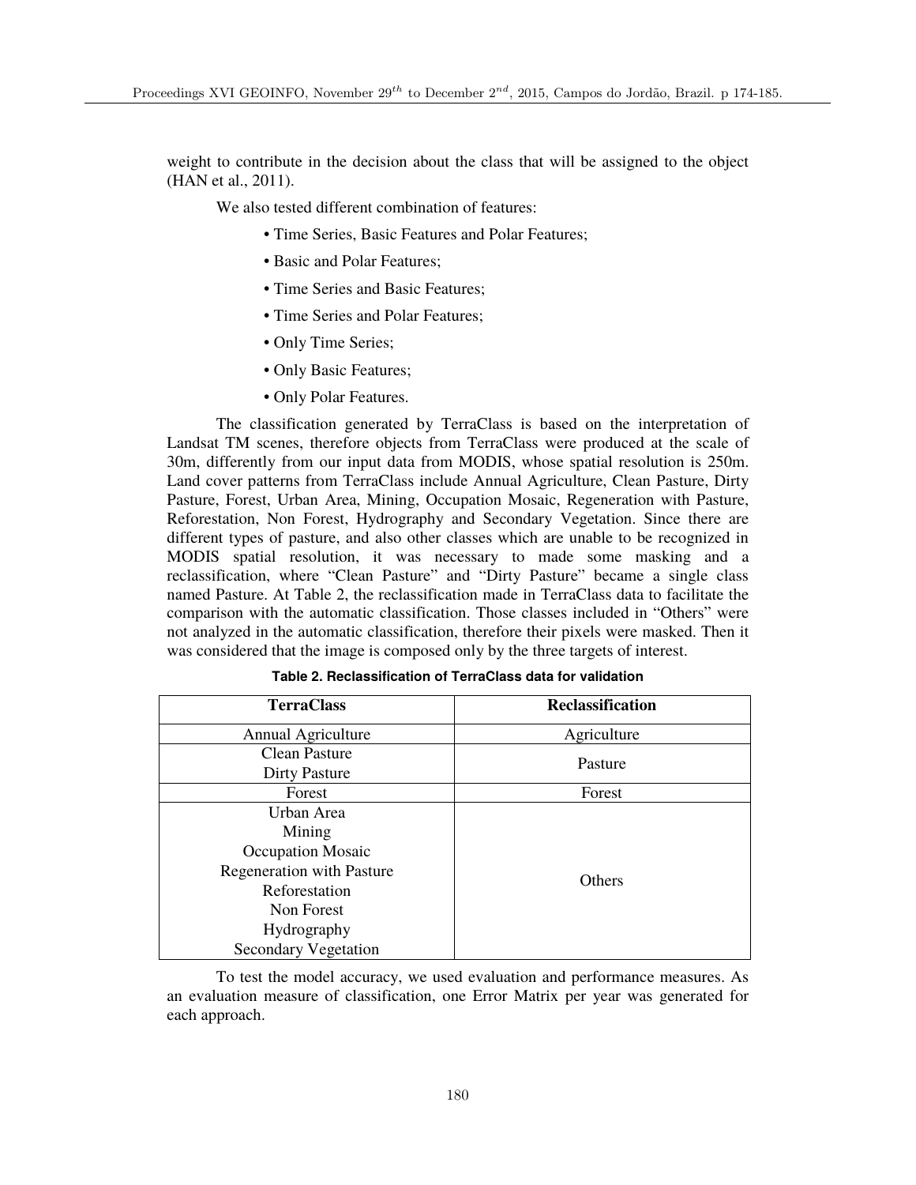weight to contribute in the decision about the class that will be assigned to the object (HAN et al., 2011).

We also tested different combination of features:

- Time Series, Basic Features and Polar Features;
- Basic and Polar Features;
- Time Series and Basic Features;
- Time Series and Polar Features;
- Only Time Series;
- Only Basic Features;
- Only Polar Features.

The classification generated by TerraClass is based on the interpretation of Landsat TM scenes, therefore objects from TerraClass were produced at the scale of 30m, differently from our input data from MODIS, whose spatial resolution is 250m. Land cover patterns from TerraClass include Annual Agriculture, Clean Pasture, Dirty Pasture, Forest, Urban Area, Mining, Occupation Mosaic, Regeneration with Pasture, Reforestation, Non Forest, Hydrography and Secondary Vegetation. Since there are different types of pasture, and also other classes which are unable to be recognized in MODIS spatial resolution, it was necessary to made some masking and a reclassification, where "Clean Pasture" and "Dirty Pasture" became a single class named Pasture. At Table 2, the reclassification made in TerraClass data to facilitate the comparison with the automatic classification. Those classes included in "Others" were not analyzed in the automatic classification, therefore their pixels were masked. Then it was considered that the image is composed only by the three targets of interest.

**Table 2. Reclassification of TerraClass data for validation**

| TerraClass | Reclassification |
|---|---|
| Annual Agriculture | Agriculture |
| Clean Pasture<br>Dirty Pasture | Pasture |
| Forest | Forest |
| Urban Area<br>Mining<br>Occupation Mosaic<br>Regeneration with Pasture<br>Reforestation<br>Non Forest<br>Hydrography<br>Secondary Vegetation | Others |

To test the model accuracy, we used evaluation and performance measures. As an evaluation measure of classification, one Error Matrix per year was generated for each approach.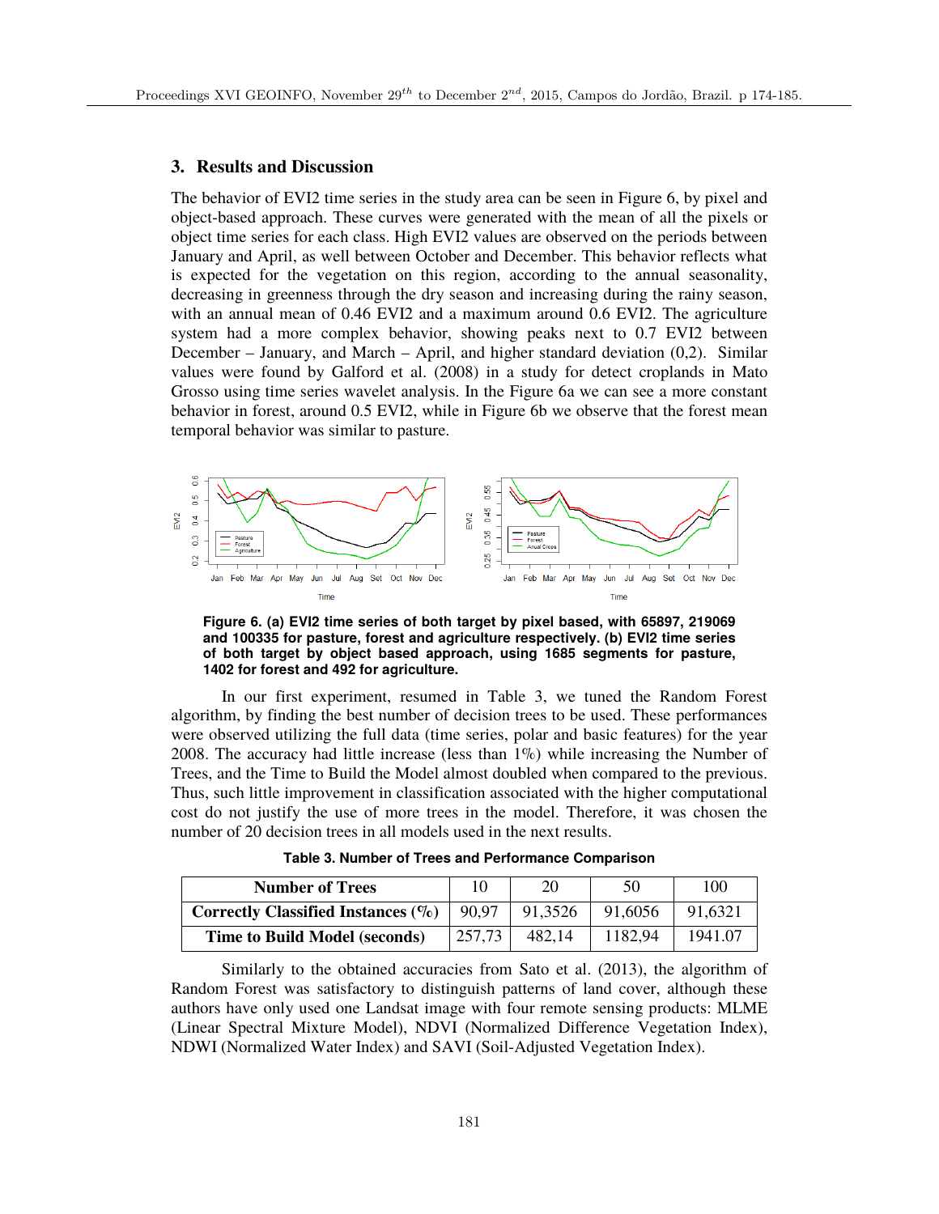## 3. Results and Discussion

The behavior of EVI2 time series in the study area can be seen in Figure 6, by pixel and object-based approach. These curves were generated with the mean of all the pixels or object time series for each class. High EVI2 values are observed on the periods between January and April, as well between October and December. This behavior reflects what is expected for the vegetation on this region, according to the annual seasonality, decreasing in greenness through the dry season and increasing during the rainy season, with an annual mean of 0.46 EVI2 and a maximum around 0.6 EVI2. The agriculture system had a more complex behavior, showing peaks next to 0.7 EVI2 between December – January, and March – April, and higher standard deviation (0,2). Similar values were found by Galford et al. (2008) in a study for detect croplands in Mato Grosso using time series wavelet analysis. In the Figure 6a we can see a more constant behavior in forest, around 0.5 EVI2, while in Figure 6b we observe that the forest mean temporal behavior was similar to pasture.

**Figure 6. (a) EVI2 time series of both target by pixel based, with 65897, 219069 and 100335 for pasture, forest and agriculture respectively. (b) EVI2 time series of both target by object based approach, using 1685 segments for pasture, 1402 for forest and 492 for agriculture.**

In our first experiment, resumed in Table 3, we tuned the Random Forest algorithm, by finding the best number of decision trees to be used. These performances were observed utilizing the full data (time series, polar and basic features) for the year 2008. The accuracy had little increase (less than 1%) while increasing the Number of Trees, and the Time to Build the Model almost doubled when compared to the previous. Thus, such little improvement in classification associated with the higher computational cost do not justify the use of more trees in the model. Therefore, it was chosen the number of 20 decision trees in all models used in the next results.

**Table 3. Number of Trees and Performance Comparison**

| Number of Trees | 10 | 20 | 50 | 100 |
|---|---|---|---|---|
| Correctly Classified Instances (%) | 90,97 | 91,3526 | 91,6056 | 91,6321 |
| Time to Build Model (seconds) | 257,73 | 482,14 | 1182,94 | 1941.07 |

Similarly to the obtained accuracies from Sato et al. (2013), the algorithm of Random Forest was satisfactory to distinguish patterns of land cover, although these authors have only used one Landsat image with four remote sensing products: MLME (Linear Spectral Mixture Model), NDVI (Normalized Difference Vegetation Index), NDWI (Normalized Water Index) and SAVI (Soil-Adjusted Vegetation Index).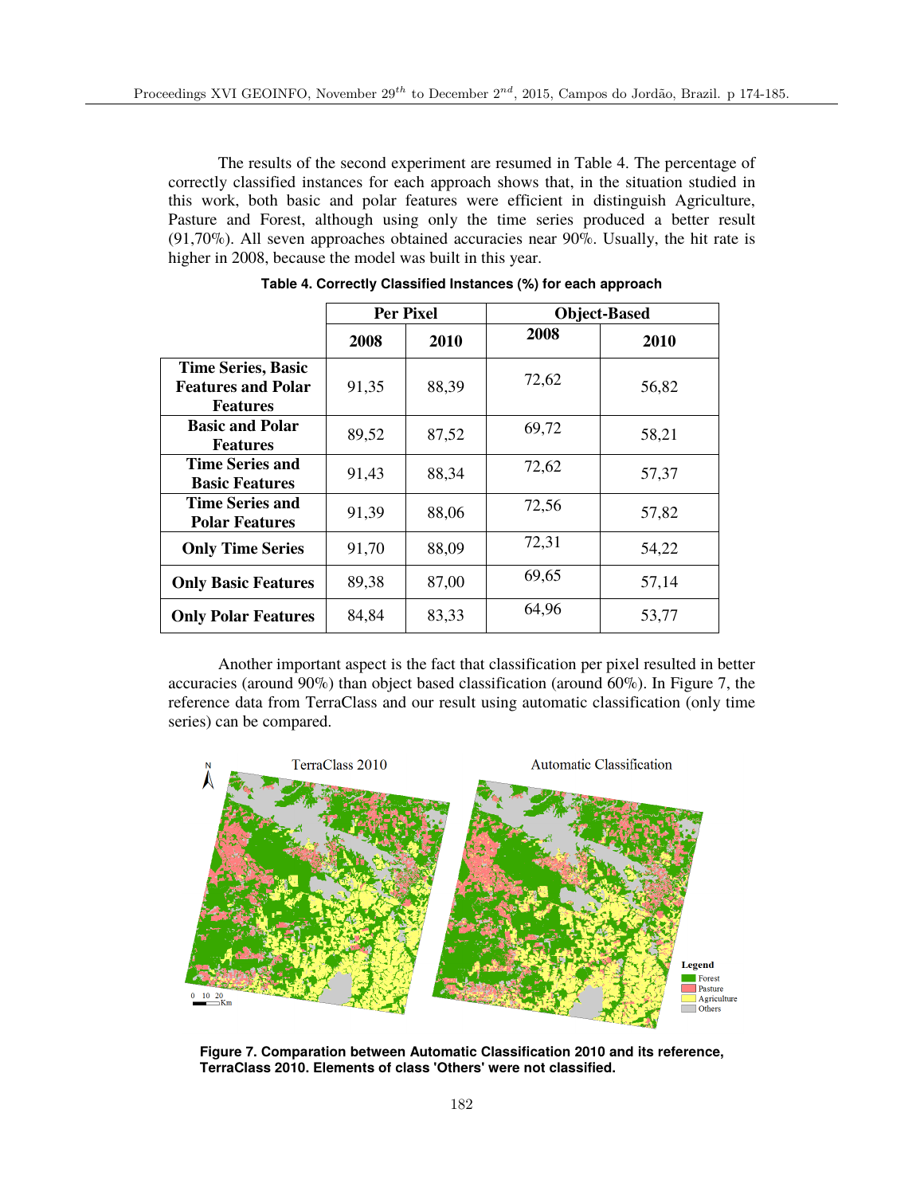The results of the second experiment are resumed in Table 4. The percentage of correctly classified instances for each approach shows that, in the situation studied in this work, both basic and polar features were efficient in distinguish Agriculture, Pasture and Forest, although using only the time series produced a better result (91,70%). All seven approaches obtained accuracies near 90%. Usually, the hit rate is higher in 2008, because the model was built in this year.

**Table 4. Correctly Classified Instances (%) for each approach**

| | Per Pixel | | Object-Based | |
|---|---|---|---|---|
| | **2008** | **2010** | **2008** | **2010** |
| **Time Series, Basic Features and Polar Features** | 91,35 | 88,39 | 72,62 | 56,82 |
| **Basic and Polar Features** | 89,52 | 87,52 | 69,72 | 58,21 |
| **Time Series and Basic Features** | 91,43 | 88,34 | 72,62 | 57,37 |
| **Time Series and Polar Features** | 91,39 | 88,06 | 72,56 | 57,82 |
| **Only Time Series** | 91,70 | 88,09 | 72,31 | 54,22 |
| **Only Basic Features** | 89,38 | 87,00 | 69,65 | 57,14 |
| **Only Polar Features** | 84,84 | 83,33 | 64,96 | 53,77 |

Another important aspect is the fact that classification per pixel resulted in better accuracies (around 90%) than object based classification (around 60%). In Figure 7, the reference data from TerraClass and our result using automatic classification (only time series) can be compared.

**Figure 7. Comparation between Automatic Classification 2010 and its reference, TerraClass 2010. Elements of class 'Others' were not classified.**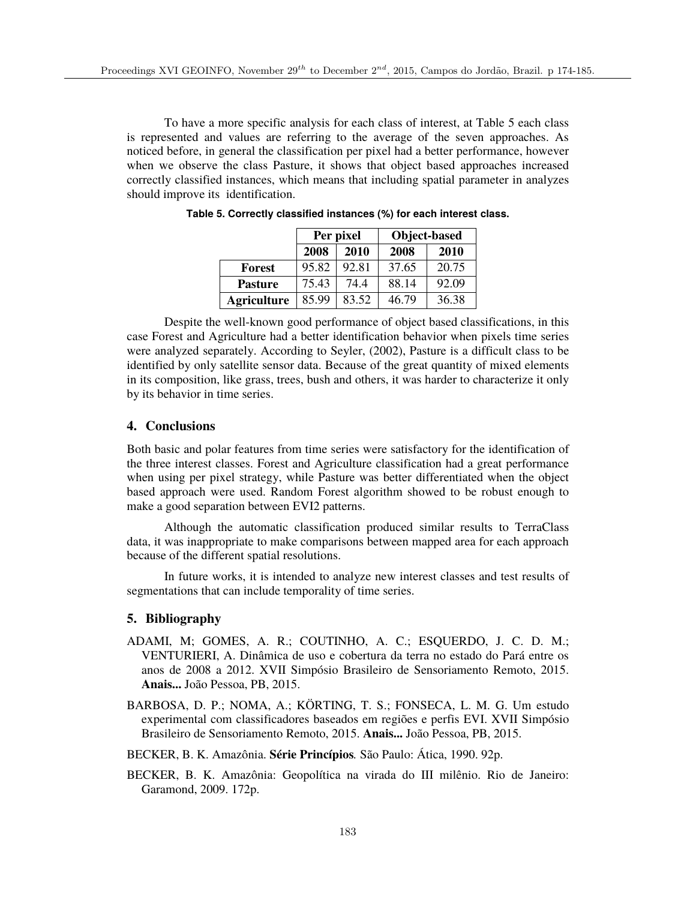To have a more specific analysis for each class of interest, at Table 5 each class is represented and values are referring to the average of the seven approaches. As noticed before, in general the classification per pixel had a better performance, however when we observe the class Pasture, it shows that object based approaches increased correctly classified instances, which means that including spatial parameter in analyzes should improve its identification.

**Table 5. Correctly classified instances (%) for each interest class.**

| | Per pixel | | Object-based | |
|---|---|---|---|---|
| | **2008** | **2010** | **2008** | **2010** |
| **Forest** | 95.82 | 92.81 | 37.65 | 20.75 |
| **Pasture** | 75.43 | 74.4 | 88.14 | 92.09 |
| **Agriculture** | 85.99 | 83.52 | 46.79 | 36.38 |

Despite the well-known good performance of object based classifications, in this case Forest and Agriculture had a better identification behavior when pixels time series were analyzed separately. According to Seyler, (2002), Pasture is a difficult class to be identified by only satellite sensor data. Because of the great quantity of mixed elements in its composition, like grass, trees, bush and others, it was harder to characterize it only by its behavior in time series.

## 4. Conclusions

Both basic and polar features from time series were satisfactory for the identification of the three interest classes. Forest and Agriculture classification had a great performance when using per pixel strategy, while Pasture was better differentiated when the object based approach were used. Random Forest algorithm showed to be robust enough to make a good separation between EVI2 patterns.

Although the automatic classification produced similar results to TerraClass data, it was inappropriate to make comparisons between mapped area for each approach because of the different spatial resolutions.

In future works, it is intended to analyze new interest classes and test results of segmentations that can include temporality of time series.

## 5. Bibliography

ADAMI, M; GOMES, A. R.; COUTINHO, A. C.; ESQUERDO, J. C. D. M.; VENTURIERI, A. Dinâmica de uso e cobertura da terra no estado do Pará entre os anos de 2008 a 2012. XVII Simpósio Brasileiro de Sensoriamento Remoto, 2015. **Anais...** João Pessoa, PB, 2015.

BARBOSA, D. P.; NOMA, A.; KÖRTING, T. S.; FONSECA, L. M. G. Um estudo experimental com classificadores baseados em regiões e perfis EVI. XVII Simpósio Brasileiro de Sensoriamento Remoto, 2015. **Anais...** João Pessoa, PB, 2015.

BECKER, B. K. Amazônia. **Série Princípios***.* São Paulo: Ática, 1990. 92p.

BECKER, B. K. Amazônia: Geopolítica na virada do III milênio. Rio de Janeiro: Garamond, 2009. 172p.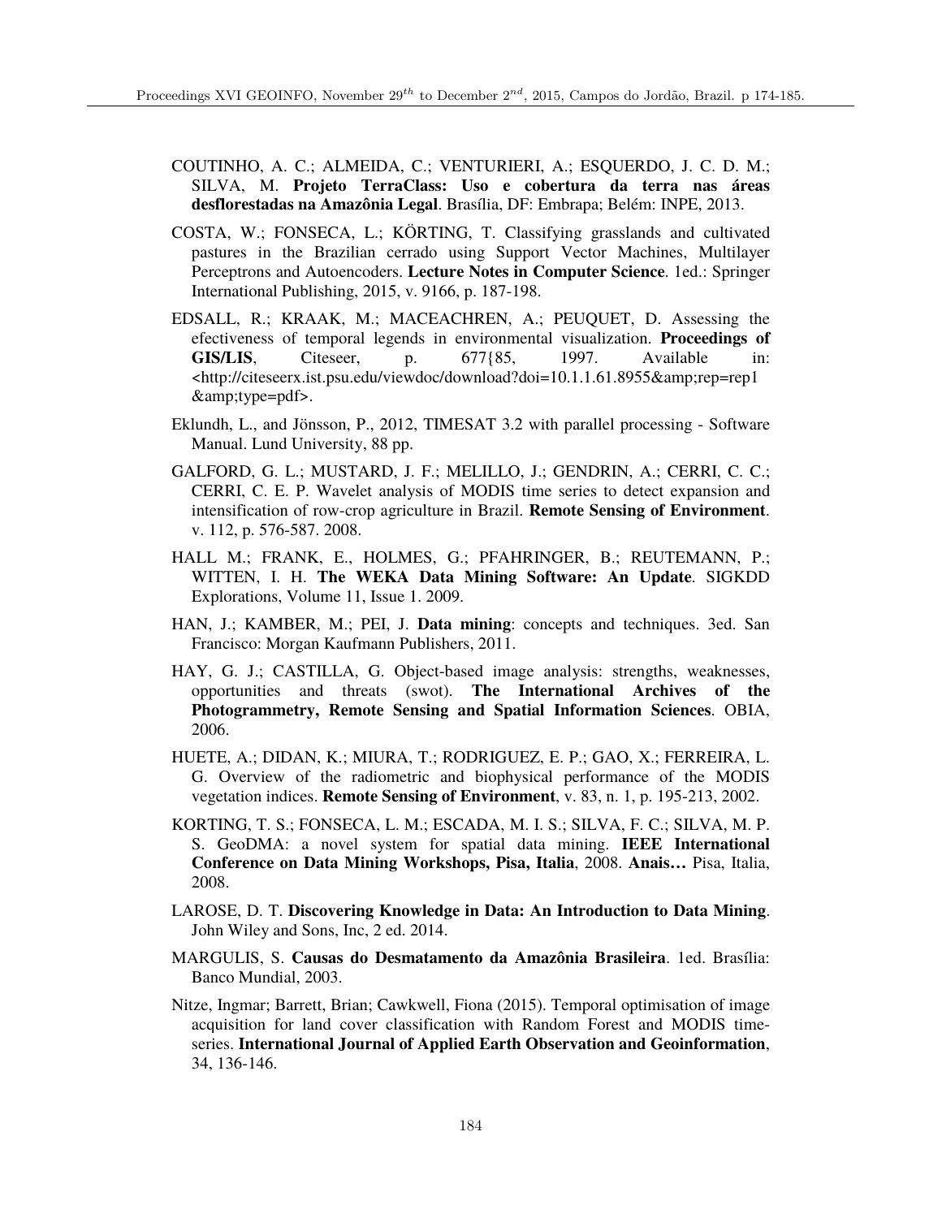COUTINHO, A. C.; ALMEIDA, C.; VENTURIERI, A.; ESQUERDO, J. C. D. M.; SILVA, M. **Projeto TerraClass: Uso e cobertura da terra nas áreas desflorestadas na Amazônia Legal**. Brasília, DF: Embrapa; Belém: INPE, 2013.

COSTA, W.; FONSECA, L.; KÖRTING, T. Classifying grasslands and cultivated pastures in the Brazilian cerrado using Support Vector Machines, Multilayer Perceptrons and Autoencoders. **Lecture Notes in Computer Science**. 1ed.: Springer International Publishing, 2015, v. 9166, p. 187-198.

EDSALL, R.; KRAAK, M.; MACEACHREN, A.; PEUQUET, D. Assessing the efectiveness of temporal legends in environmental visualization. **Proceedings of GIS/LIS**, Citeseer, p. 677{85, 1997. Available in: <http://citeseerx.ist.psu.edu/viewdoc/download?doi=10.1.1.61.8955&amp;rep=rep1&amp;type=pdf>.

Eklundh, L., and Jönsson, P., 2012, TIMESAT 3.2 with parallel processing - Software Manual. Lund University, 88 pp.

GALFORD, G. L.; MUSTARD, J. F.; MELILLO, J.; GENDRIN, A.; CERRI, C. C.; CERRI, C. E. P. Wavelet analysis of MODIS time series to detect expansion and intensification of row-crop agriculture in Brazil. **Remote Sensing of Environment**. v. 112, p. 576-587. 2008.

HALL M.; FRANK, E., HOLMES, G.; PFAHRINGER, B.; REUTEMANN, P.; WITTEN, I. H. **The WEKA Data Mining Software: An Update**. SIGKDD Explorations, Volume 11, Issue 1. 2009.

HAN, J.; KAMBER, M.; PEI, J. **Data mining**: concepts and techniques. 3ed. San Francisco: Morgan Kaufmann Publishers, 2011.

HAY, G. J.; CASTILLA, G. Object-based image analysis: strengths, weaknesses, opportunities and threats (swot). **The International Archives of the Photogrammetry, Remote Sensing and Spatial Information Sciences**. OBIA, 2006.

HUETE, A.; DIDAN, K.; MIURA, T.; RODRIGUEZ, E. P.; GAO, X.; FERREIRA, L. G. Overview of the radiometric and biophysical performance of the MODIS vegetation indices. **Remote Sensing of Environment**, v. 83, n. 1, p. 195-213, 2002.

KORTING, T. S.; FONSECA, L. M.; ESCADA, M. I. S.; SILVA, F. C.; SILVA, M. P. S. GeoDMA: a novel system for spatial data mining. **IEEE International Conference on Data Mining Workshops, Pisa, Italia**, 2008. **Anais…** Pisa, Italia, 2008.

LAROSE, D. T. **Discovering Knowledge in Data: An Introduction to Data Mining**. John Wiley and Sons, Inc, 2 ed. 2014.

MARGULIS, S. **Causas do Desmatamento da Amazônia Brasileira**. 1ed. Brasília: Banco Mundial, 2003.

Nitze, Ingmar; Barrett, Brian; Cawkwell, Fiona (2015). Temporal optimisation of image acquisition for land cover classification with Random Forest and MODIS time-series. **International Journal of Applied Earth Observation and Geoinformation**, 34, 136-146.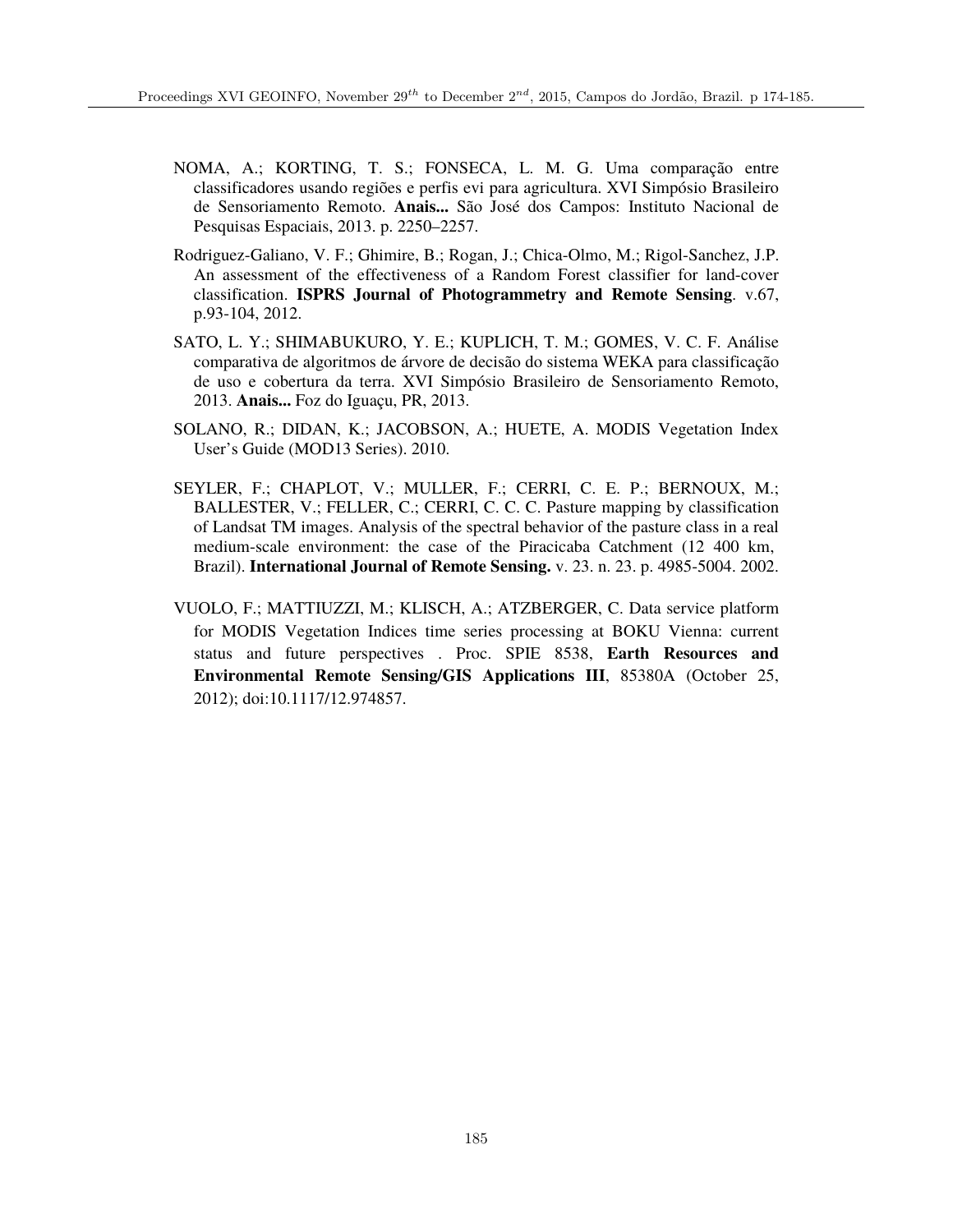NOMA, A.; KORTING, T. S.; FONSECA, L. M. G. Uma comparação entre classificadores usando regiões e perfis evi para agricultura. XVI Simpósio Brasileiro de Sensoriamento Remoto. **Anais...** São José dos Campos: Instituto Nacional de Pesquisas Espaciais, 2013. p. 2250–2257.

Rodriguez-Galiano, V. F.; Ghimire, B.; Rogan, J.; Chica-Olmo, M.; Rigol-Sanchez, J.P. An assessment of the effectiveness of a Random Forest classifier for land-cover classification. **ISPRS Journal of Photogrammetry and Remote Sensing**. v.67, p.93-104, 2012.

SATO, L. Y.; SHIMABUKURO, Y. E.; KUPLICH, T. M.; GOMES, V. C. F. Análise comparativa de algoritmos de árvore de decisão do sistema WEKA para classificação de uso e cobertura da terra. XVI Simpósio Brasileiro de Sensoriamento Remoto, 2013. **Anais...** Foz do Iguaçu, PR, 2013.

SOLANO, R.; DIDAN, K.; JACOBSON, A.; HUETE, A. MODIS Vegetation Index User's Guide (MOD13 Series). 2010.

SEYLER, F.; CHAPLOT, V.; MULLER, F.; CERRI, C. E. P.; BERNOUX, M.; BALLESTER, V.; FELLER, C.; CERRI, C. C. C. Pasture mapping by classification of Landsat TM images. Analysis of the spectral behavior of the pasture class in a real medium-scale environment: the case of the Piracicaba Catchment (12 400 km, Brazil). **International Journal of Remote Sensing.** v. 23. n. 23. p. 4985-5004. 2002.

VUOLO, F.; MATTIUZZI, M.; KLISCH, A.; ATZBERGER, C. Data service platform for MODIS Vegetation Indices time series processing at BOKU Vienna: current status and future perspectives . Proc. SPIE 8538, **Earth Resources and Environmental Remote Sensing/GIS Applications III**, 85380A (October 25, 2012); doi:10.1117/12.974857.